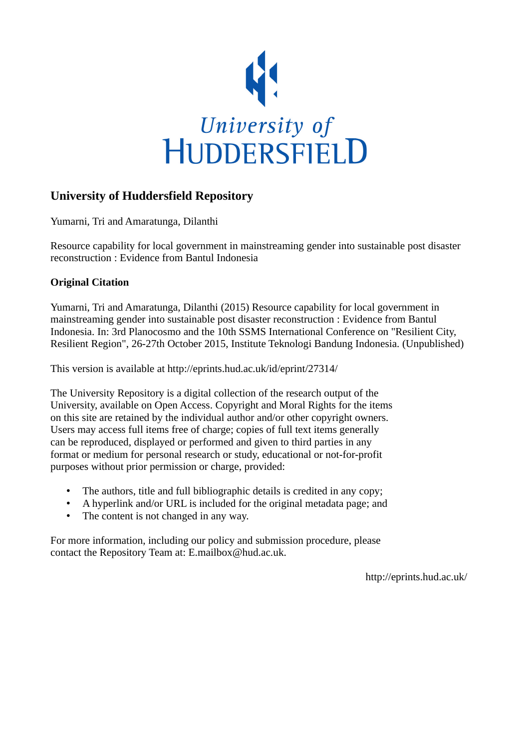University of HUDDERSFIELD

## University of Huddersfield Repository

Yumarni, Tri and Amaratunga, Dilanthi

Resource capability for local government in mainstreaming gender into sustainable post disaster reconstruction : Evidence from Bantul Indonesia

### Original Citation

Yumarni, Tri and Amaratunga, Dilanthi (2015) Resource capability for local government in mainstreaming gender into sustainable post disaster reconstruction : Evidence from Bantul Indonesia. In: 3rd Planocosmo and the 10th SSMS International Conference on "Resilient City, Resilient Region", 26-27th October 2015, Institute Teknologi Bandung Indonesia. (Unpublished)

This version is available at http://eprints.hud.ac.uk/id/eprint/27314/

The University Repository is a digital collection of the research output of the University, available on Open Access. Copyright and Moral Rights for the items on this site are retained by the individual author and/or other copyright owners. Users may access full items free of charge; copies of full text items generally can be reproduced, displayed or performed and given to third parties in any format or medium for personal research or study, educational or not-for-profit purposes without prior permission or charge, provided:

- The authors, title and full bibliographic details is credited in any copy;
- A hyperlink and/or URL is included for the original metadata page; and
- The content is not changed in any way.

For more information, including our policy and submission procedure, please contact the Repository Team at: E.mailbox@hud.ac.uk.

http://eprints.hud.ac.uk/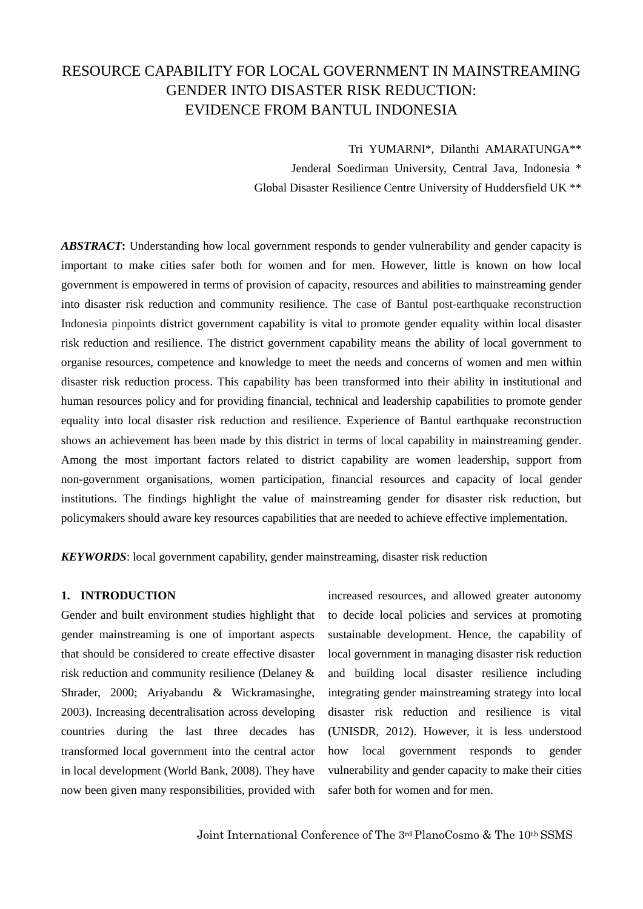# RESOURCE CAPABILITY FOR LOCAL GOVERNMENT IN MAINSTREAMING GENDER INTO DISASTER RISK REDUCTION: EVIDENCE FROM BANTUL INDONESIA

Tri YUMARNI*, Dilanthi AMARATUNGA**

Jenderal Soedirman University, Central Java, Indonesia *

Global Disaster Resilience Centre University of Huddersfield UK **

***ABSTRACT*:** Understanding how local government responds to gender vulnerability and gender capacity is important to make cities safer both for women and for men. However, little is known on how local government is empowered in terms of provision of capacity, resources and abilities to mainstreaming gender into disaster risk reduction and community resilience. The case of Bantul post-earthquake reconstruction Indonesia pinpoints district government capability is vital to promote gender equality within local disaster risk reduction and resilience. The district government capability means the ability of local government to organise resources, competence and knowledge to meet the needs and concerns of women and men within disaster risk reduction process. This capability has been transformed into their ability in institutional and human resources policy and for providing financial, technical and leadership capabilities to promote gender equality into local disaster risk reduction and resilience. Experience of Bantul earthquake reconstruction shows an achievement has been made by this district in terms of local capability in mainstreaming gender. Among the most important factors related to district capability are women leadership, support from non-government organisations, women participation, financial resources and capacity of local gender institutions. The findings highlight the value of mainstreaming gender for disaster risk reduction, but policymakers should aware key resources capabilities that are needed to achieve effective implementation.

***KEYWORDS***: local government capability, gender mainstreaming, disaster risk reduction

## 1. INTRODUCTION

Gender and built environment studies highlight that gender mainstreaming is one of important aspects that should be considered to create effective disaster risk reduction and community resilience (Delaney & Shrader, 2000; Ariyabandu & Wickramasinghe, 2003). Increasing decentralisation across developing countries during the last three decades has transformed local government into the central actor in local development (World Bank, 2008). They have now been given many responsibilities, provided with increased resources, and allowed greater autonomy to decide local policies and services at promoting sustainable development. Hence, the capability of local government in managing disaster risk reduction and building local disaster resilience including integrating gender mainstreaming strategy into local disaster risk reduction and resilience is vital (UNISDR, 2012). However, it is less understood how local government responds to gender vulnerability and gender capacity to make their cities safer both for women and for men.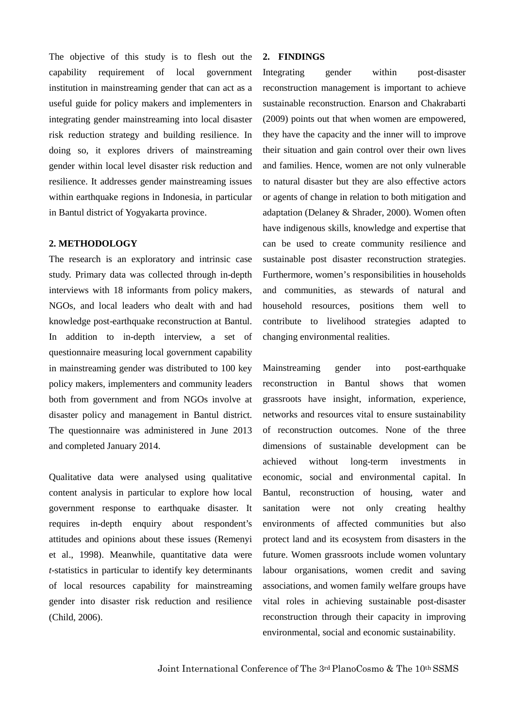The objective of this study is to flesh out the capability requirement of local government institution in mainstreaming gender that can act as a useful guide for policy makers and implementers in integrating gender mainstreaming into local disaster risk reduction strategy and building resilience. In doing so, it explores drivers of mainstreaming gender within local level disaster risk reduction and resilience. It addresses gender mainstreaming issues within earthquake regions in Indonesia, in particular in Bantul district of Yogyakarta province.

## 2. METHODOLOGY

The research is an exploratory and intrinsic case study. Primary data was collected through in-depth interviews with 18 informants from policy makers, NGOs, and local leaders who dealt with and had knowledge post-earthquake reconstruction at Bantul. In addition to in-depth interview, a set of questionnaire measuring local government capability in mainstreaming gender was distributed to 100 key policy makers, implementers and community leaders both from government and from NGOs involve at disaster policy and management in Bantul district. The questionnaire was administered in June 2013 and completed January 2014.

Qualitative data were analysed using qualitative content analysis in particular to explore how local government response to earthquake disaster. It requires in-depth enquiry about respondent's attitudes and opinions about these issues (Remenyi et al., 1998). Meanwhile, quantitative data were *t*-statistics in particular to identify key determinants of local resources capability for mainstreaming gender into disaster risk reduction and resilience (Child, 2006).

## 2. FINDINGS

Integrating gender within post-disaster reconstruction management is important to achieve sustainable reconstruction. Enarson and Chakrabarti (2009) points out that when women are empowered, they have the capacity and the inner will to improve their situation and gain control over their own lives and families. Hence, women are not only vulnerable to natural disaster but they are also effective actors or agents of change in relation to both mitigation and adaptation (Delaney & Shrader, 2000). Women often have indigenous skills, knowledge and expertise that can be used to create community resilience and sustainable post disaster reconstruction strategies. Furthermore, women's responsibilities in households and communities, as stewards of natural and household resources, positions them well to contribute to livelihood strategies adapted to changing environmental realities.

Mainstreaming gender into post-earthquake reconstruction in Bantul shows that women grassroots have insight, information, experience, networks and resources vital to ensure sustainability of reconstruction outcomes. None of the three dimensions of sustainable development can be achieved without long-term investments in economic, social and environmental capital. In Bantul, reconstruction of housing, water and sanitation were not only creating healthy environments of affected communities but also protect land and its ecosystem from disasters in the future. Women grassroots include women voluntary labour organisations, women credit and saving associations, and women family welfare groups have vital roles in achieving sustainable post-disaster reconstruction through their capacity in improving environmental, social and economic sustainability.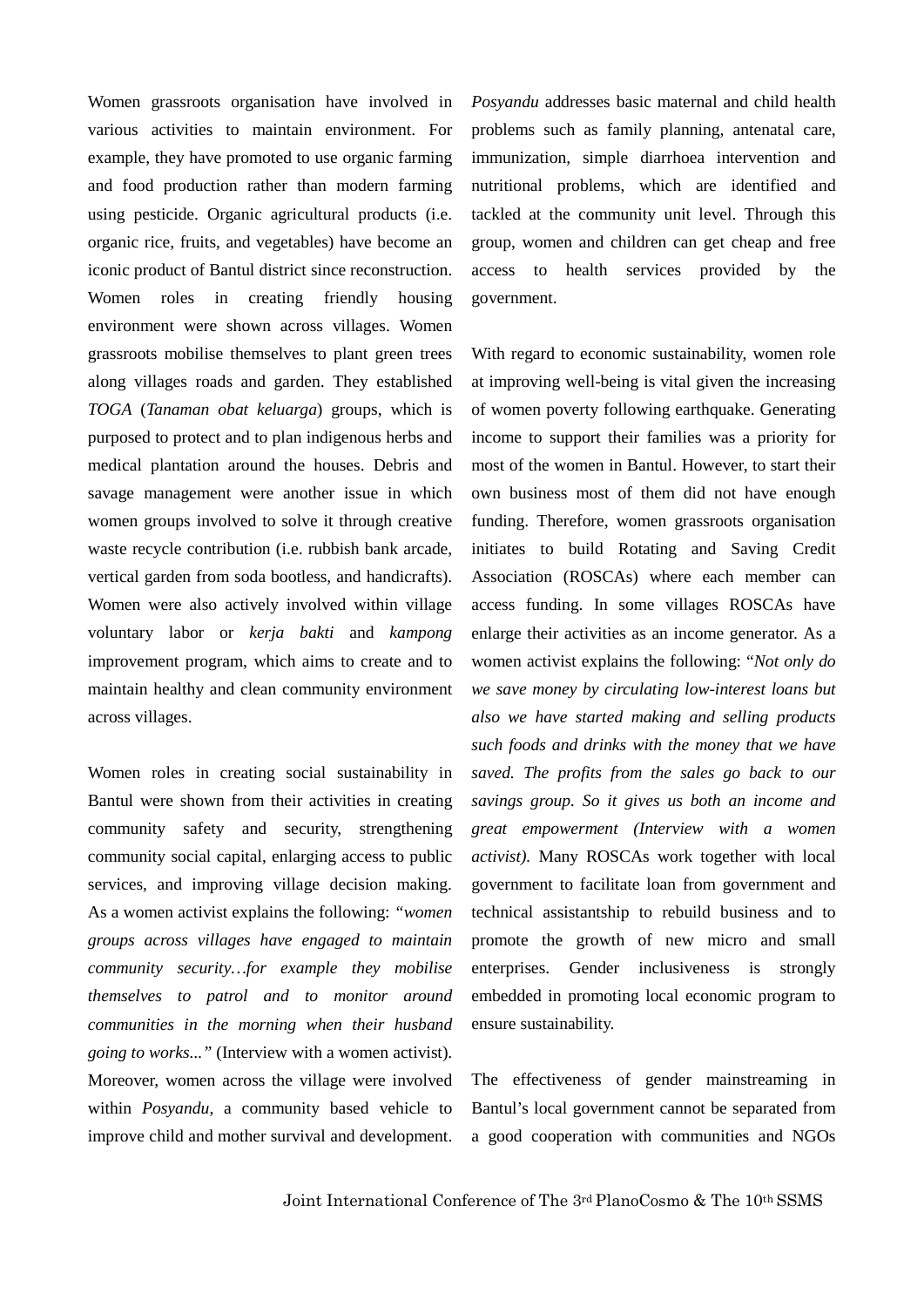Women grassroots organisation have involved in various activities to maintain environment. For example, they have promoted to use organic farming and food production rather than modern farming using pesticide. Organic agricultural products (i.e. organic rice, fruits, and vegetables) have become an iconic product of Bantul district since reconstruction. Women roles in creating friendly housing environment were shown across villages. Women grassroots mobilise themselves to plant green trees along villages roads and garden. They established *TOGA* (*Tanaman obat keluarga*) groups, which is purposed to protect and to plan indigenous herbs and medical plantation around the houses. Debris and savage management were another issue in which women groups involved to solve it through creative waste recycle contribution (i.e. rubbish bank arcade, vertical garden from soda bootless, and handicrafts). Women were also actively involved within village voluntary labor or *kerja bakti* and *kampong* improvement program, which aims to create and to maintain healthy and clean community environment across villages.

Women roles in creating social sustainability in Bantul were shown from their activities in creating community safety and security, strengthening community social capital, enlarging access to public services, and improving village decision making. As a women activist explains the following: "*women groups across villages have engaged to maintain community security…for example they mobilise themselves to patrol and to monitor around communities in the morning when their husband going to works...*" (Interview with a women activist). Moreover, women across the village were involved within *Posyandu*, a community based vehicle to improve child and mother survival and development. *Posyandu* addresses basic maternal and child health problems such as family planning, antenatal care, immunization, simple diarrhoea intervention and nutritional problems, which are identified and tackled at the community unit level. Through this group, women and children can get cheap and free access to health services provided by the government.

With regard to economic sustainability, women role at improving well-being is vital given the increasing of women poverty following earthquake. Generating income to support their families was a priority for most of the women in Bantul. However, to start their own business most of them did not have enough funding. Therefore, women grassroots organisation initiates to build Rotating and Saving Credit Association (ROSCAs) where each member can access funding. In some villages ROSCAs have enlarge their activities as an income generator. As a women activist explains the following: "*Not only do we save money by circulating low-interest loans but also we have started making and selling products such foods and drinks with the money that we have saved. The profits from the sales go back to our savings group. So it gives us both an income and great empowerment (Interview with a women activist).* Many ROSCAs work together with local government to facilitate loan from government and technical assistantship to rebuild business and to promote the growth of new micro and small enterprises. Gender inclusiveness is strongly embedded in promoting local economic program to ensure sustainability.

The effectiveness of gender mainstreaming in Bantul's local government cannot be separated from a good cooperation with communities and NGOs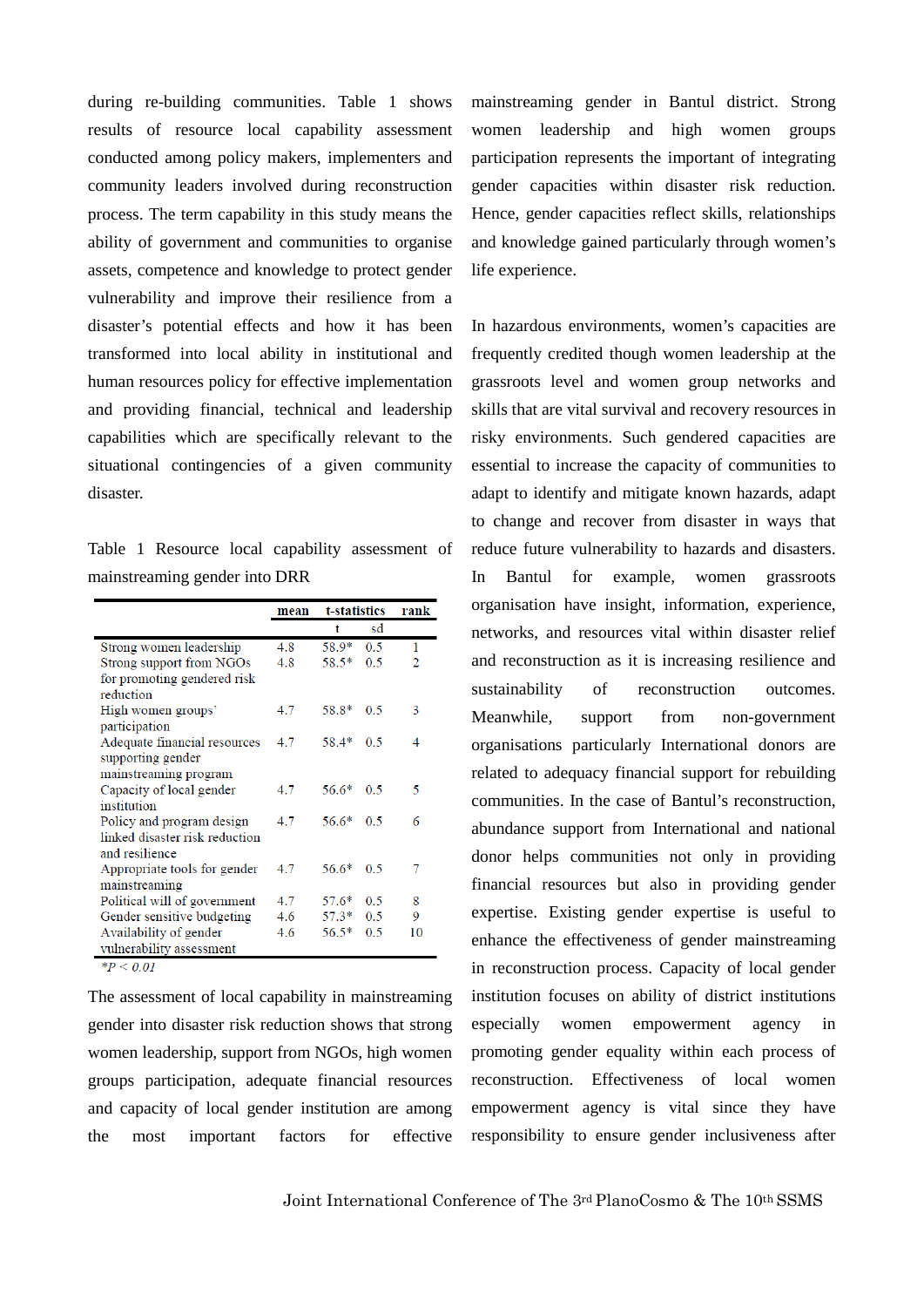during re-building communities. Table 1 shows results of resource local capability assessment conducted among policy makers, implementers and community leaders involved during reconstruction process. The term capability in this study means the ability of government and communities to organise assets, competence and knowledge to protect gender vulnerability and improve their resilience from a disaster's potential effects and how it has been transformed into local ability in institutional and human resources policy for effective implementation and providing financial, technical and leadership capabilities which are specifically relevant to the situational contingencies of a given community disaster.

Table 1 Resource local capability assessment of mainstreaming gender into DRR

| | mean | t-statistics | | rank |
|---|---|---|---|---|
| | | t | sd | |
| Strong women leadership | 4.8 | 58.9* | 0.5 | 1 |
| Strong support from NGOs for promoting gendered risk reduction | 4.8 | 58.5* | 0.5 | 2 |
| High women groups' participation | 4.7 | 58.8* | 0.5 | 3 |
| Adequate financial resources supporting gender mainstreaming program | 4.7 | 58.4* | 0.5 | 4 |
| Capacity of local gender institution | 4.7 | 56.6* | 0.5 | 5 |
| Policy and program design linked disaster risk reduction and resilience | 4.7 | 56.6* | 0.5 | 6 |
| Appropriate tools for gender mainstreaming | 4.7 | 56.6* | 0.5 | 7 |
| Political will of government | 4.7 | 57.6* | 0.5 | 8 |
| Gender sensitive budgeting | 4.6 | 57.3* | 0.5 | 9 |
| Availability of gender vulnerability assessment | 4.6 | 56.5* | 0.5 | 10 |

*$P < 0.01$

The assessment of local capability in mainstreaming gender into disaster risk reduction shows that strong women leadership, support from NGOs, high women groups participation, adequate financial resources and capacity of local gender institution are among the most important factors for effective mainstreaming gender in Bantul district. Strong women leadership and high women groups participation represents the important of integrating gender capacities within disaster risk reduction. Hence, gender capacities reflect skills, relationships and knowledge gained particularly through women's life experience.

In hazardous environments, women's capacities are frequently credited though women leadership at the grassroots level and women group networks and skills that are vital survival and recovery resources in risky environments. Such gendered capacities are essential to increase the capacity of communities to adapt to identify and mitigate known hazards, adapt to change and recover from disaster in ways that reduce future vulnerability to hazards and disasters. In Bantul for example, women grassroots organisation have insight, information, experience, networks, and resources vital within disaster relief and reconstruction as it is increasing resilience and sustainability of reconstruction outcomes. Meanwhile, support from non-government organisations particularly International donors are related to adequacy financial support for rebuilding communities. In the case of Bantul's reconstruction, abundance support from International and national donor helps communities not only in providing financial resources but also in providing gender expertise. Existing gender expertise is useful to enhance the effectiveness of gender mainstreaming in reconstruction process. Capacity of local gender institution focuses on ability of district institutions especially women empowerment agency in promoting gender equality within each process of reconstruction. Effectiveness of local women empowerment agency is vital since they have responsibility to ensure gender inclusiveness after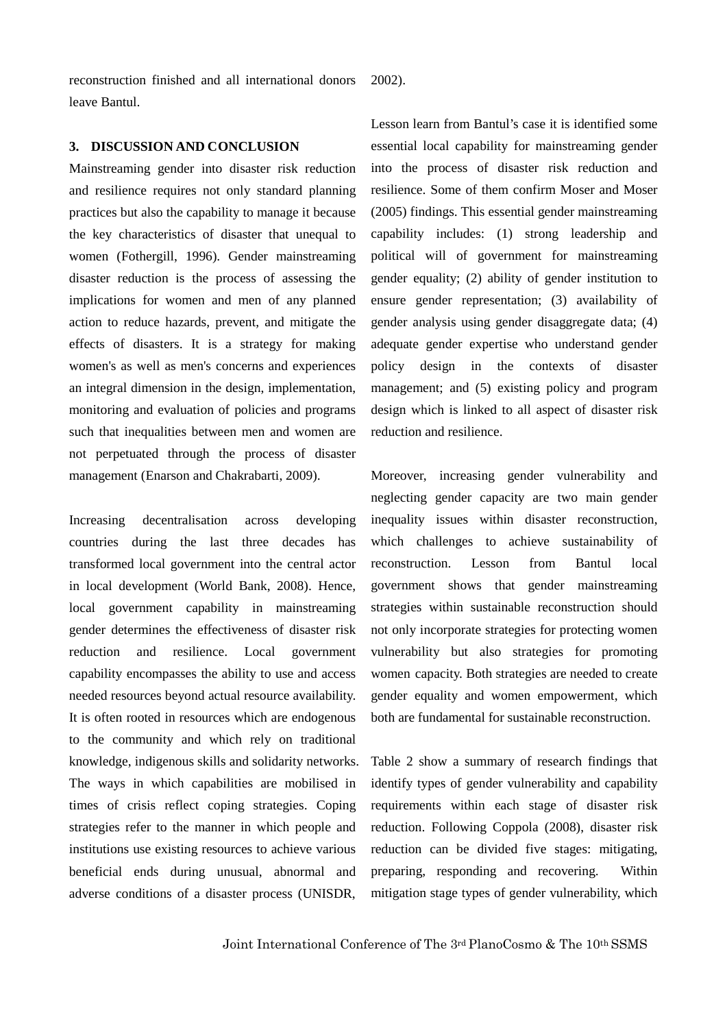reconstruction finished and all international donors leave Bantul.

## 3. DISCUSSION AND CONCLUSION

Mainstreaming gender into disaster risk reduction and resilience requires not only standard planning practices but also the capability to manage it because the key characteristics of disaster that unequal to women (Fothergill, 1996). Gender mainstreaming disaster reduction is the process of assessing the implications for women and men of any planned action to reduce hazards, prevent, and mitigate the effects of disasters. It is a strategy for making women's as well as men's concerns and experiences an integral dimension in the design, implementation, monitoring and evaluation of policies and programs such that inequalities between men and women are not perpetuated through the process of disaster management (Enarson and Chakrabarti, 2009).

Increasing decentralisation across developing countries during the last three decades has transformed local government into the central actor in local development (World Bank, 2008). Hence, local government capability in mainstreaming gender determines the effectiveness of disaster risk reduction and resilience. Local government capability encompasses the ability to use and access needed resources beyond actual resource availability. It is often rooted in resources which are endogenous to the community and which rely on traditional knowledge, indigenous skills and solidarity networks. The ways in which capabilities are mobilised in times of crisis reflect coping strategies. Coping strategies refer to the manner in which people and institutions use existing resources to achieve various beneficial ends during unusual, abnormal and adverse conditions of a disaster process (UNISDR, 2002).

Lesson learn from Bantul's case it is identified some essential local capability for mainstreaming gender into the process of disaster risk reduction and resilience. Some of them confirm Moser and Moser (2005) findings. This essential gender mainstreaming capability includes: (1) strong leadership and political will of government for mainstreaming gender equality; (2) ability of gender institution to ensure gender representation; (3) availability of gender analysis using gender disaggregate data; (4) adequate gender expertise who understand gender policy design in the contexts of disaster management; and (5) existing policy and program design which is linked to all aspect of disaster risk reduction and resilience.

Moreover, increasing gender vulnerability and neglecting gender capacity are two main gender inequality issues within disaster reconstruction, which challenges to achieve sustainability of reconstruction. Lesson from Bantul local government shows that gender mainstreaming strategies within sustainable reconstruction should not only incorporate strategies for protecting women vulnerability but also strategies for promoting women capacity. Both strategies are needed to create gender equality and women empowerment, which both are fundamental for sustainable reconstruction.

Table 2 show a summary of research findings that identify types of gender vulnerability and capability requirements within each stage of disaster risk reduction. Following Coppola (2008), disaster risk reduction can be divided five stages: mitigating, preparing, responding and recovering. Within mitigation stage types of gender vulnerability, which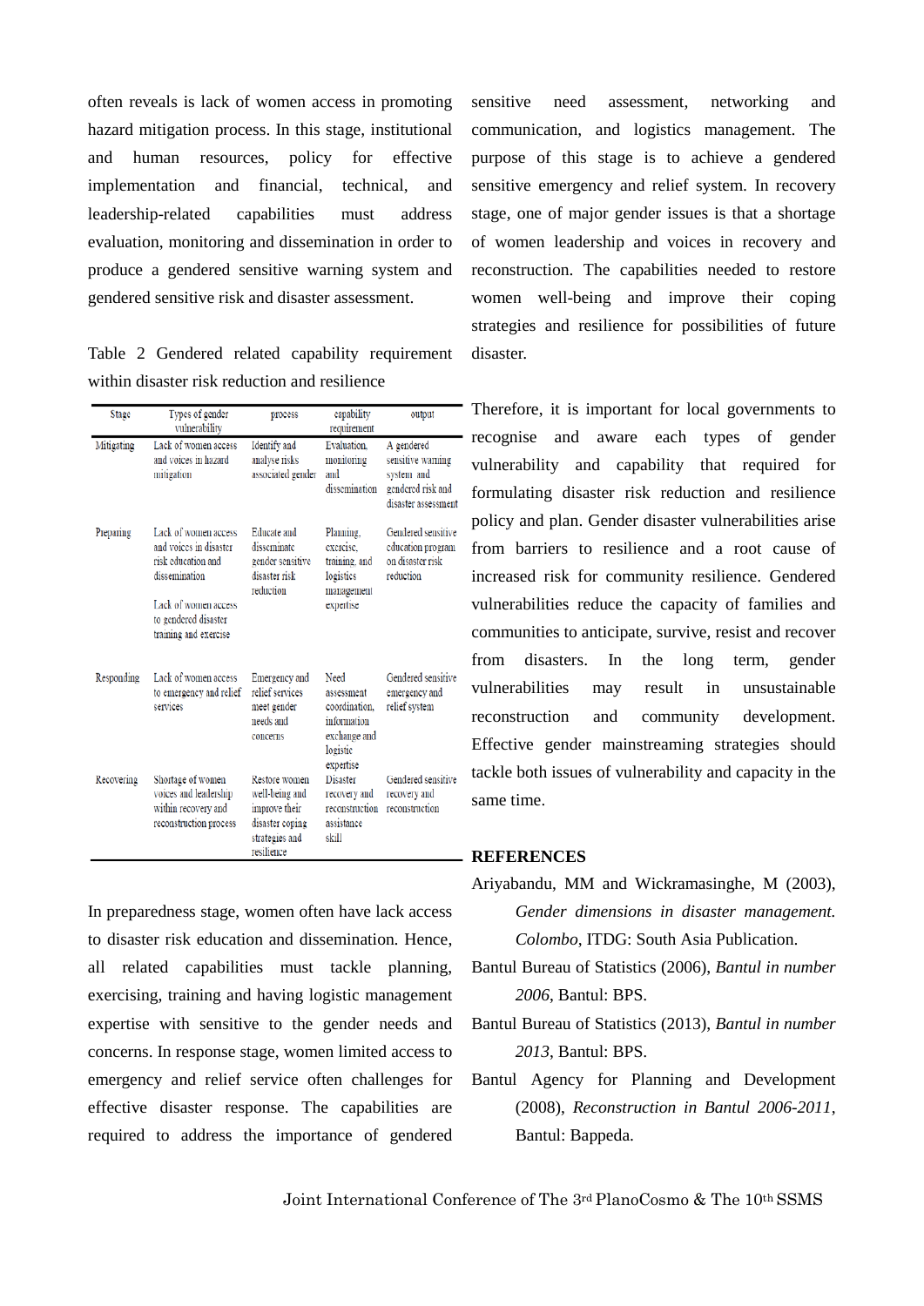often reveals is lack of women access in promoting hazard mitigation process. In this stage, institutional and human resources, policy for effective implementation and financial, technical, and leadership-related capabilities must address evaluation, monitoring and dissemination in order to produce a gendered sensitive warning system and gendered sensitive risk and disaster assessment.

Table 2 Gendered related capability requirement within disaster risk reduction and resilience

| Stage | Types of gender vulnerability | process | capability requirement | output |
|---|---|---|---|---|
| Mitigating | Lack of women access and voices in hazard mitigation | Identify and analyse risks associated gender | Evaluation, monitoring and dissemination | A gendered sensitive warning system and gendered risk and disaster assessment |
| Preparing | Lack of women access and voices in disaster risk education and dissemination<br><br>Lack of women access to gendered disaster training and exercise | Educate and disseminate gender sensitive disaster risk reduction | Planning, exercise, training, and logistics management expertise | Gendered sensitive education program on disaster risk reduction |
| Responding | Lack of women access to emergency and relief services | Emergency and relief services meet gender needs and concerns | Need assessment coordination, information exchange and logistic expertise | Gendered sensitive emergency and relief system |
| Recovering | Shortage of women voices and leadership within recovery and reconstruction process | Restore women well-being and improve their disaster coping strategies and resilience | Disaster recovery and reconstruction assistance skill | Gendered sensitive recovery and reconstruction |

In preparedness stage, women often have lack access to disaster risk education and dissemination. Hence, all related capabilities must tackle planning, exercising, training and having logistic management expertise with sensitive to the gender needs and concerns. In response stage, women limited access to emergency and relief service often challenges for effective disaster response. The capabilities are required to address the importance of gendered sensitive need assessment, networking and communication, and logistics management. The purpose of this stage is to achieve a gendered sensitive emergency and relief system. In recovery stage, one of major gender issues is that a shortage of women leadership and voices in recovery and reconstruction. The capabilities needed to restore women well-being and improve their coping strategies and resilience for possibilities of future disaster.

Therefore, it is important for local governments to recognise and aware each types of gender vulnerability and capability that required for formulating disaster risk reduction and resilience policy and plan. Gender disaster vulnerabilities arise from barriers to resilience and a root cause of increased risk for community resilience. Gendered vulnerabilities reduce the capacity of families and communities to anticipate, survive, resist and recover from disasters. In the long term, gender vulnerabilities may result in unsustainable reconstruction and community development. Effective gender mainstreaming strategies should tackle both issues of vulnerability and capacity in the same time.

## REFERENCES

Ariyabandu, MM and Wickramasinghe, M (2003), *Gender dimensions in disaster management. Colombo*, ITDG: South Asia Publication.

Bantul Bureau of Statistics (2006), *Bantul in number 2006*, Bantul: BPS.

Bantul Bureau of Statistics (2013), *Bantul in number 2013*, Bantul: BPS.

Bantul Agency for Planning and Development (2008), *Reconstruction in Bantul 2006-2011*, Bantul: Bappeda.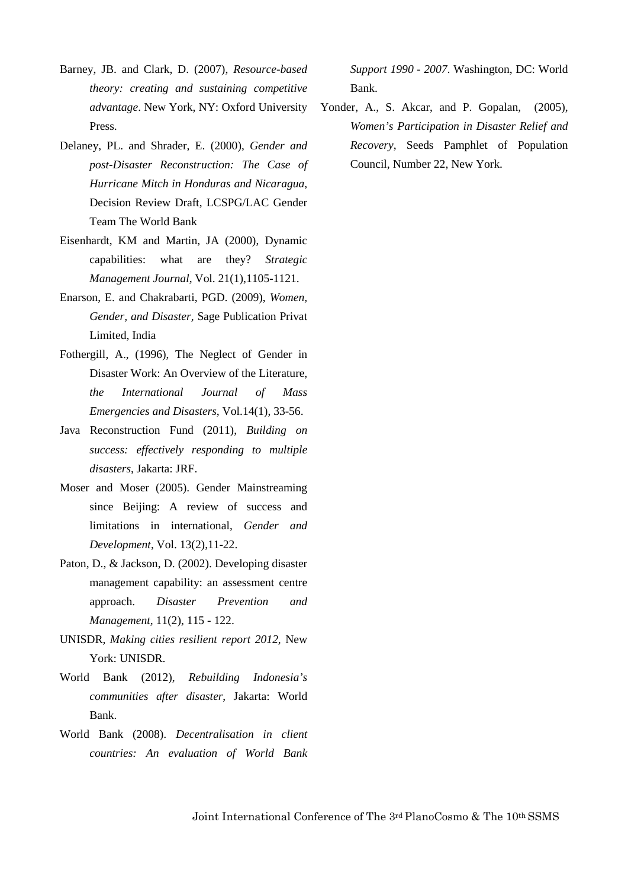Barney, JB. and Clark, D. (2007), *Resource-based theory: creating and sustaining competitive advantage*. New York, NY: Oxford University Press.

Delaney, PL. and Shrader, E. (2000), *Gender and post-Disaster Reconstruction: The Case of Hurricane Mitch in Honduras and Nicaragua*, Decision Review Draft, LCSPG/LAC Gender Team The World Bank

Eisenhardt, KM and Martin, JA (2000), Dynamic capabilities: what are they? *Strategic Management Journal*, Vol. 21(1),1105-1121.

Enarson, E. and Chakrabarti, PGD. (2009), *Women, Gender, and Disaster*, Sage Publication Privat Limited, India

Fothergill, A., (1996), The Neglect of Gender in Disaster Work: An Overview of the Literature, *the International Journal of Mass Emergencies and Disasters*, Vol.14(1), 33-56.

Java Reconstruction Fund (2011), *Building on success: effectively responding to multiple disasters*, Jakarta: JRF.

Moser and Moser (2005). Gender Mainstreaming since Beijing: A review of success and limitations in international, *Gender and Development*, Vol. 13(2),11-22.

Paton, D., & Jackson, D. (2002). Developing disaster management capability: an assessment centre approach. *Disaster Prevention and Management*, 11(2), 115 - 122.

UNISDR, *Making cities resilient report 2012*, New York: UNISDR.

World Bank (2012), *Rebuilding Indonesia's communities after disaster*, Jakarta: World Bank.

World Bank (2008). *Decentralisation in client countries: An evaluation of World Bank Support 1990 - 2007*. Washington, DC: World Bank.

Yonder, A., S. Akcar, and P. Gopalan, (2005), *Women's Participation in Disaster Relief and Recovery*, Seeds Pamphlet of Population Council, Number 22, New York.